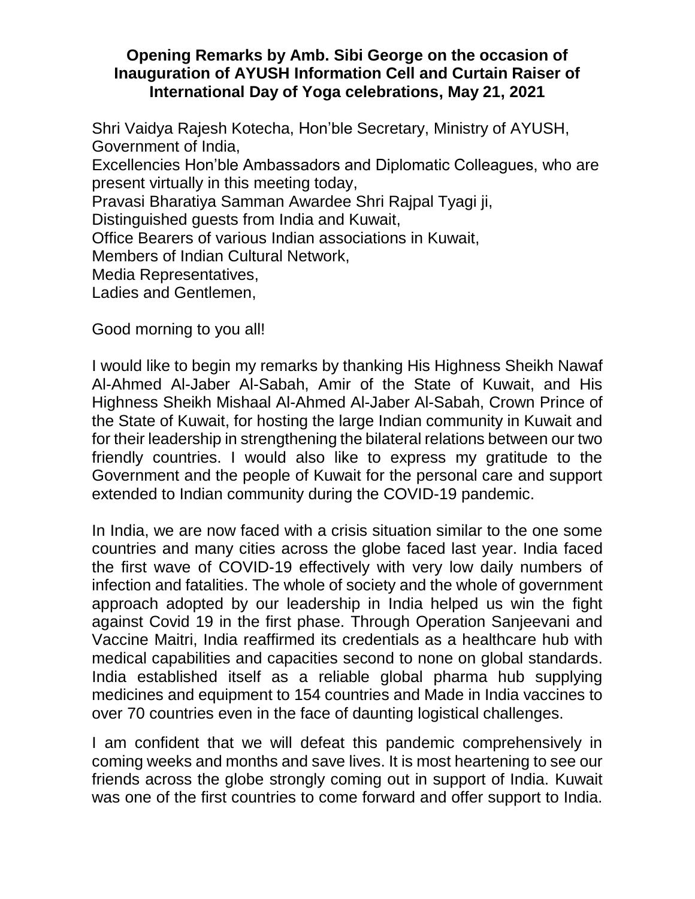**Opening Remarks by Amb. Sibi George on the occasion of Inauguration of AYUSH Information Cell and Curtain Raiser of International Day of Yoga celebrations, May 21, 2021**

Shri Vaidya Rajesh Kotecha, Hon'ble Secretary, Ministry of AYUSH, Government of India,
Excellencies Hon'ble Ambassadors and Diplomatic Colleagues, who are present virtually in this meeting today,
Pravasi Bharatiya Samman Awardee Shri Rajpal Tyagi ji,
Distinguished guests from India and Kuwait,
Office Bearers of various Indian associations in Kuwait,
Members of Indian Cultural Network,
Media Representatives,
Ladies and Gentlemen,

Good morning to you all!

I would like to begin my remarks by thanking His Highness Sheikh Nawaf Al-Ahmed Al-Jaber Al-Sabah, Amir of the State of Kuwait, and His Highness Sheikh Mishaal Al-Ahmed Al-Jaber Al-Sabah, Crown Prince of the State of Kuwait, for hosting the large Indian community in Kuwait and for their leadership in strengthening the bilateral relations between our two friendly countries. I would also like to express my gratitude to the Government and the people of Kuwait for the personal care and support extended to Indian community during the COVID-19 pandemic.

In India, we are now faced with a crisis situation similar to the one some countries and many cities across the globe faced last year. India faced the first wave of COVID-19 effectively with very low daily numbers of infection and fatalities. The whole of society and the whole of government approach adopted by our leadership in India helped us win the fight against Covid 19 in the first phase. Through Operation Sanjeevani and Vaccine Maitri, India reaffirmed its credentials as a healthcare hub with medical capabilities and capacities second to none on global standards. India established itself as a reliable global pharma hub supplying medicines and equipment to 154 countries and Made in India vaccines to over 70 countries even in the face of daunting logistical challenges.

I am confident that we will defeat this pandemic comprehensively in coming weeks and months and save lives. It is most heartening to see our friends across the globe strongly coming out in support of India. Kuwait was one of the first countries to come forward and offer support to India.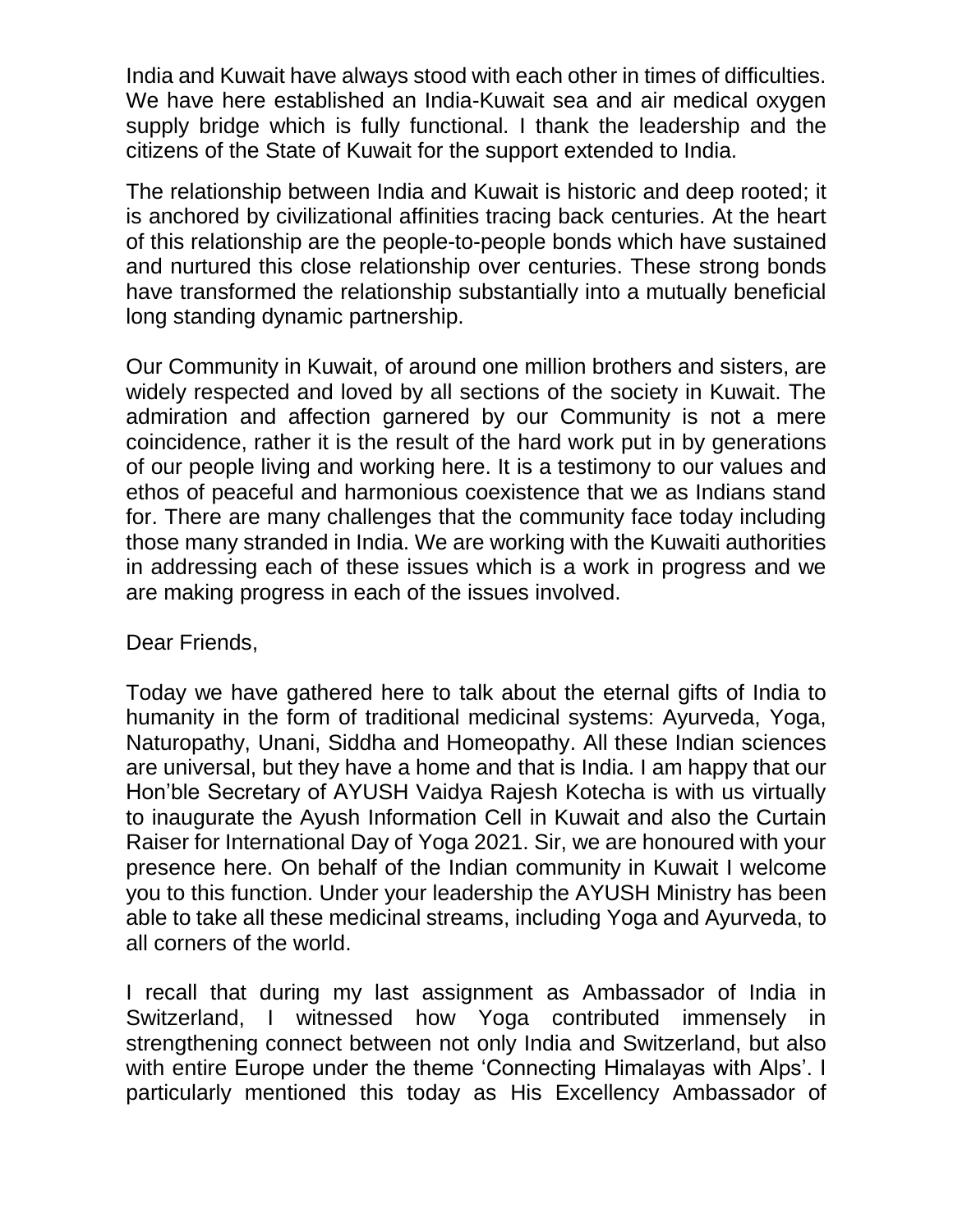India and Kuwait have always stood with each other in times of difficulties. We have here established an India-Kuwait sea and air medical oxygen supply bridge which is fully functional. I thank the leadership and the citizens of the State of Kuwait for the support extended to India.

The relationship between India and Kuwait is historic and deep rooted; it is anchored by civilizational affinities tracing back centuries. At the heart of this relationship are the people-to-people bonds which have sustained and nurtured this close relationship over centuries. These strong bonds have transformed the relationship substantially into a mutually beneficial long standing dynamic partnership.

Our Community in Kuwait, of around one million brothers and sisters, are widely respected and loved by all sections of the society in Kuwait. The admiration and affection garnered by our Community is not a mere coincidence, rather it is the result of the hard work put in by generations of our people living and working here. It is a testimony to our values and ethos of peaceful and harmonious coexistence that we as Indians stand for. There are many challenges that the community face today including those many stranded in India. We are working with the Kuwaiti authorities in addressing each of these issues which is a work in progress and we are making progress in each of the issues involved.

Dear Friends,

Today we have gathered here to talk about the eternal gifts of India to humanity in the form of traditional medicinal systems: Ayurveda, Yoga, Naturopathy, Unani, Siddha and Homeopathy. All these Indian sciences are universal, but they have a home and that is India. I am happy that our Hon'ble Secretary of AYUSH Vaidya Rajesh Kotecha is with us virtually to inaugurate the Ayush Information Cell in Kuwait and also the Curtain Raiser for International Day of Yoga 2021. Sir, we are honoured with your presence here. On behalf of the Indian community in Kuwait I welcome you to this function. Under your leadership the AYUSH Ministry has been able to take all these medicinal streams, including Yoga and Ayurveda, to all corners of the world.

I recall that during my last assignment as Ambassador of India in Switzerland, I witnessed how Yoga contributed immensely in strengthening connect between not only India and Switzerland, but also with entire Europe under the theme 'Connecting Himalayas with Alps'. I particularly mentioned this today as His Excellency Ambassador of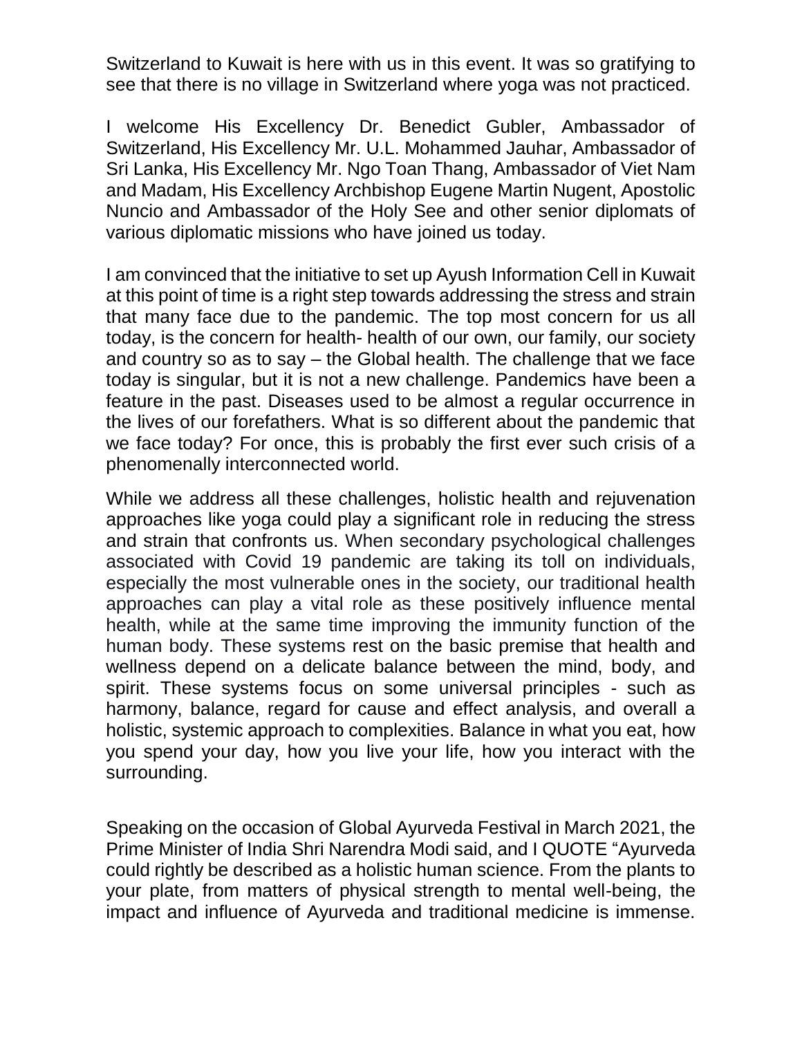Switzerland to Kuwait is here with us in this event. It was so gratifying to see that there is no village in Switzerland where yoga was not practiced.

I welcome His Excellency Dr. Benedict Gubler, Ambassador of Switzerland, His Excellency Mr. U.L. Mohammed Jauhar, Ambassador of Sri Lanka, His Excellency Mr. Ngo Toan Thang, Ambassador of Viet Nam and Madam, His Excellency Archbishop Eugene Martin Nugent, Apostolic Nuncio and Ambassador of the Holy See and other senior diplomats of various diplomatic missions who have joined us today.

I am convinced that the initiative to set up Ayush Information Cell in Kuwait at this point of time is a right step towards addressing the stress and strain that many face due to the pandemic. The top most concern for us all today, is the concern for health- health of our own, our family, our society and country so as to say – the Global health. The challenge that we face today is singular, but it is not a new challenge. Pandemics have been a feature in the past. Diseases used to be almost a regular occurrence in the lives of our forefathers. What is so different about the pandemic that we face today? For once, this is probably the first ever such crisis of a phenomenally interconnected world.

While we address all these challenges, holistic health and rejuvenation approaches like yoga could play a significant role in reducing the stress and strain that confronts us. When secondary psychological challenges associated with Covid 19 pandemic are taking its toll on individuals, especially the most vulnerable ones in the society, our traditional health approaches can play a vital role as these positively influence mental health, while at the same time improving the immunity function of the human body. These systems rest on the basic premise that health and wellness depend on a delicate balance between the mind, body, and spirit. These systems focus on some universal principles - such as harmony, balance, regard for cause and effect analysis, and overall a holistic, systemic approach to complexities. Balance in what you eat, how you spend your day, how you live your life, how you interact with the surrounding.

Speaking on the occasion of Global Ayurveda Festival in March 2021, the Prime Minister of India Shri Narendra Modi said, and I QUOTE "Ayurveda could rightly be described as a holistic human science. From the plants to your plate, from matters of physical strength to mental well-being, the impact and influence of Ayurveda and traditional medicine is immense.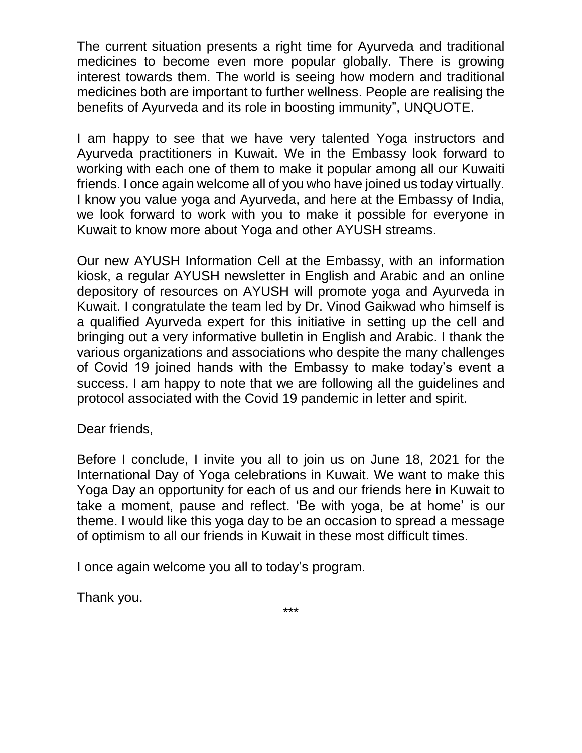The current situation presents a right time for Ayurveda and traditional medicines to become even more popular globally. There is growing interest towards them. The world is seeing how modern and traditional medicines both are important to further wellness. People are realising the benefits of Ayurveda and its role in boosting immunity", UNQUOTE.

I am happy to see that we have very talented Yoga instructors and Ayurveda practitioners in Kuwait. We in the Embassy look forward to working with each one of them to make it popular among all our Kuwaiti friends. I once again welcome all of you who have joined us today virtually. I know you value yoga and Ayurveda, and here at the Embassy of India, we look forward to work with you to make it possible for everyone in Kuwait to know more about Yoga and other AYUSH streams.

Our new AYUSH Information Cell at the Embassy, with an information kiosk, a regular AYUSH newsletter in English and Arabic and an online depository of resources on AYUSH will promote yoga and Ayurveda in Kuwait. I congratulate the team led by Dr. Vinod Gaikwad who himself is a qualified Ayurveda expert for this initiative in setting up the cell and bringing out a very informative bulletin in English and Arabic. I thank the various organizations and associations who despite the many challenges of Covid 19 joined hands with the Embassy to make today's event a success. I am happy to note that we are following all the guidelines and protocol associated with the Covid 19 pandemic in letter and spirit.

Dear friends,

Before I conclude, I invite you all to join us on June 18, 2021 for the International Day of Yoga celebrations in Kuwait. We want to make this Yoga Day an opportunity for each of us and our friends here in Kuwait to take a moment, pause and reflect. 'Be with yoga, be at home' is our theme. I would like this yoga day to be an occasion to spread a message of optimism to all our friends in Kuwait in these most difficult times.

I once again welcome you all to today's program.

Thank you.

***